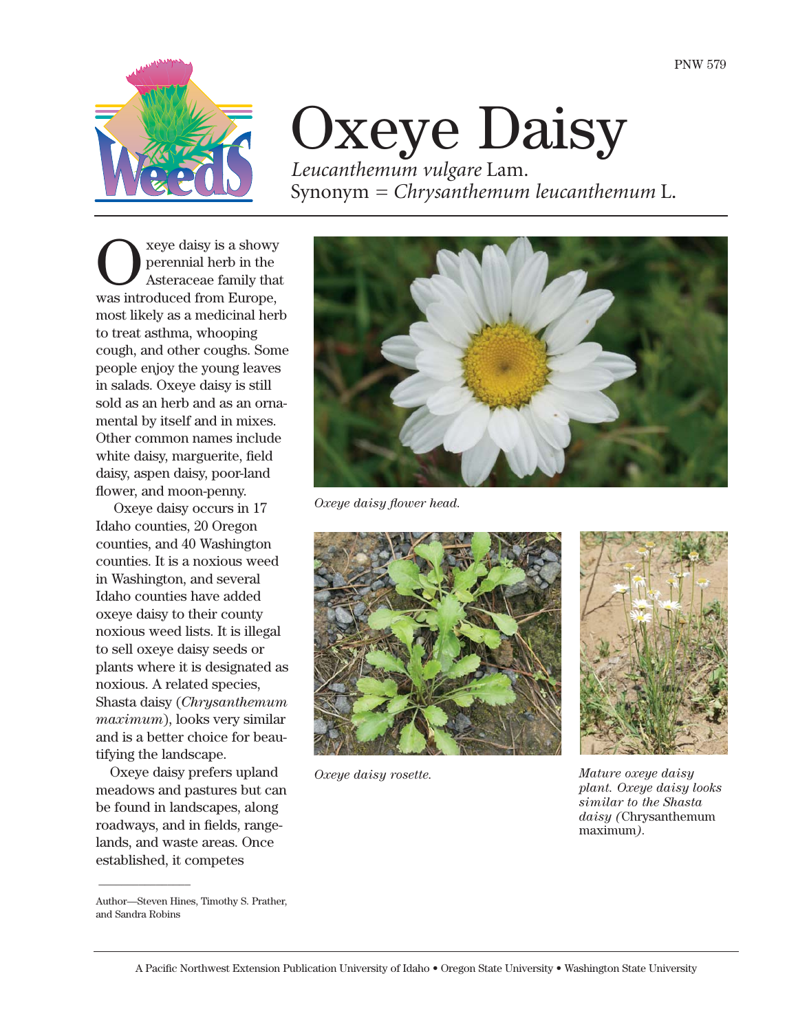# Oxeye Daisy

*Leucanthemum vulgare* Lam.
Synonym = *Chrysanthemum leucanthemum* L.

Oxeye daisy is a showy perennial herb in the Asteraceae family that was introduced from Europe, most likely as a medicinal herb to treat asthma, whooping cough, and other coughs. Some people enjoy the young leaves in salads. Oxeye daisy is still sold as an herb and as an ornamental by itself and in mixes. Other common names include white daisy, marguerite, field daisy, aspen daisy, poor-land flower, and moon-penny.

Oxeye daisy occurs in 17 Idaho counties, 20 Oregon counties, and 40 Washington counties. It is a noxious weed in Washington, and several Idaho counties have added oxeye daisy to their county noxious weed lists. It is illegal to sell oxeye daisy seeds or plants where it is designated as noxious. A related species, Shasta daisy (*Chrysanthemum maximum*), looks very similar and is a better choice for beautifying the landscape.

Oxeye daisy prefers upland meadows and pastures but can be found in landscapes, along roadways, and in fields, rangelands, and waste areas. Once established, it competes

*Oxeye daisy flower head.*

*Oxeye daisy rosette.*

*Mature oxeye daisy plant. Oxeye daisy looks similar to the Shasta daisy (*Chrysanthemum maximum*).*

---

Author—Steven Hines, Timothy S. Prather, and Sandra Robins

A Pacific Northwest Extension Publication University of Idaho • Oregon State University • Washington State University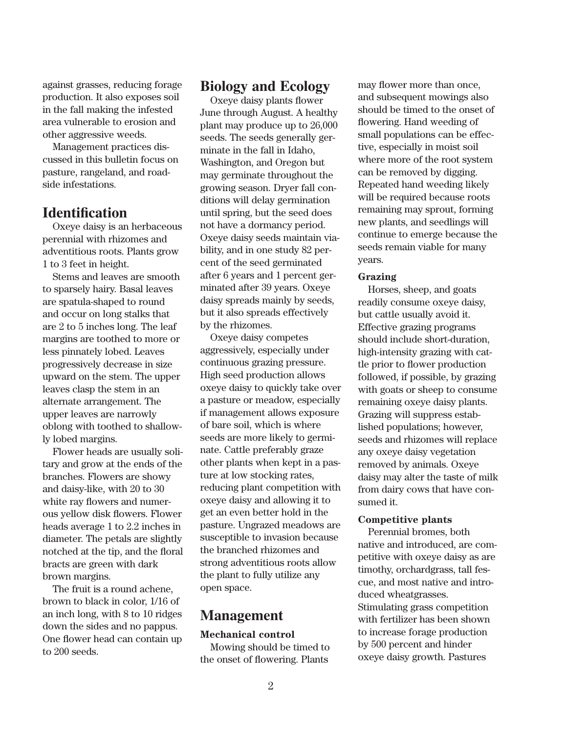against grasses, reducing forage production. It also exposes soil in the fall making the infested area vulnerable to erosion and other aggressive weeds.

Management practices discussed in this bulletin focus on pasture, rangeland, and roadside infestations.

## Identification

Oxeye daisy is an herbaceous perennial with rhizomes and adventitious roots. Plants grow 1 to 3 feet in height.

Stems and leaves are smooth to sparsely hairy. Basal leaves are spatula-shaped to round and occur on long stalks that are 2 to 5 inches long. The leaf margins are toothed to more or less pinnately lobed. Leaves progressively decrease in size upward on the stem. The upper leaves clasp the stem in an alternate arrangement. The upper leaves are narrowly oblong with toothed to shallowly lobed margins.

Flower heads are usually solitary and grow at the ends of the branches. Flowers are showy and daisy-like, with 20 to 30 white ray flowers and numerous yellow disk flowers. Flower heads average 1 to 2.2 inches in diameter. The petals are slightly notched at the tip, and the floral bracts are green with dark brown margins.

The fruit is a round achene, brown to black in color, 1/16 of an inch long, with 8 to 10 ridges down the sides and no pappus. One flower head can contain up to 200 seeds.

## Biology and Ecology

Oxeye daisy plants flower June through August. A healthy plant may produce up to 26,000 seeds. The seeds generally germinate in the fall in Idaho, Washington, and Oregon but may germinate throughout the growing season. Dryer fall conditions will delay germination until spring, but the seed does not have a dormancy period. Oxeye daisy seeds maintain viability, and in one study 82 percent of the seed germinated after 6 years and 1 percent germinated after 39 years. Oxeye daisy spreads mainly by seeds, but it also spreads effectively by the rhizomes.

Oxeye daisy competes aggressively, especially under continuous grazing pressure. High seed production allows oxeye daisy to quickly take over a pasture or meadow, especially if management allows exposure of bare soil, which is where seeds are more likely to germinate. Cattle preferably graze other plants when kept in a pasture at low stocking rates, reducing plant competition with oxeye daisy and allowing it to get an even better hold in the pasture. Ungrazed meadows are susceptible to invasion because the branched rhizomes and strong adventitious roots allow the plant to fully utilize any open space.

## Management

### Mechanical control

Mowing should be timed to the onset of flowering. Plants may flower more than once, and subsequent mowings also should be timed to the onset of flowering. Hand weeding of small populations can be effective, especially in moist soil where more of the root system can be removed by digging. Repeated hand weeding likely will be required because roots remaining may sprout, forming new plants, and seedlings will continue to emerge because the seeds remain viable for many years.

### Grazing

Horses, sheep, and goats readily consume oxeye daisy, but cattle usually avoid it. Effective grazing programs should include short-duration, high-intensity grazing with cattle prior to flower production followed, if possible, by grazing with goats or sheep to consume remaining oxeye daisy plants. Grazing will suppress established populations; however, seeds and rhizomes will replace any oxeye daisy vegetation removed by animals. Oxeye daisy may alter the taste of milk from dairy cows that have consumed it.

### Competitive plants

Perennial bromes, both native and introduced, are competitive with oxeye daisy as are timothy, orchardgrass, tall fescue, and most native and introduced wheatgrasses. Stimulating grass competition with fertilizer has been shown to increase forage production by 500 percent and hinder oxeye daisy growth. Pastures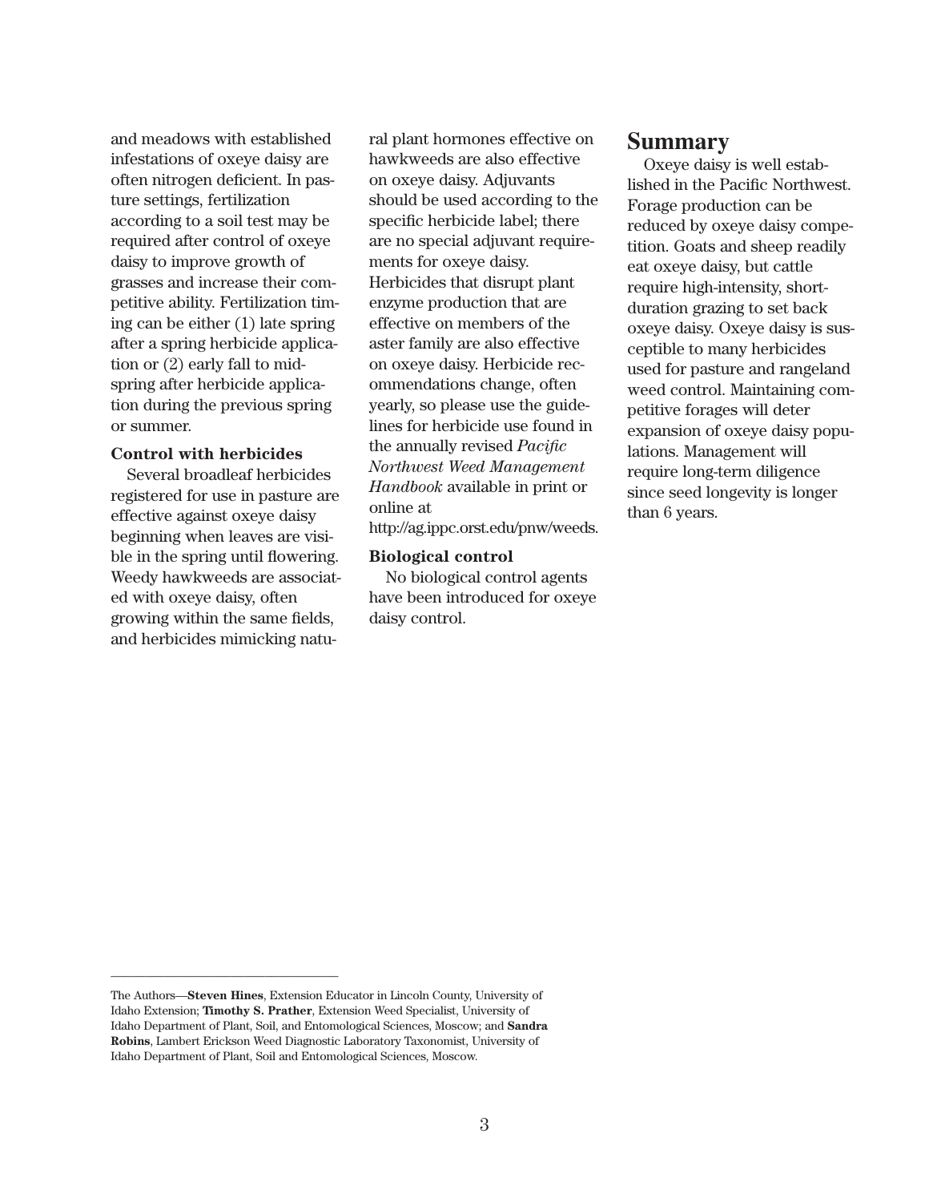and meadows with established infestations of oxeye daisy are often nitrogen deficient. In pasture settings, fertilization according to a soil test may be required after control of oxeye daisy to improve growth of grasses and increase their competitive ability. Fertilization timing can be either (1) late spring after a spring herbicide application or (2) early fall to mid-spring after herbicide application during the previous spring or summer.

**Control with herbicides**

Several broadleaf herbicides registered for use in pasture are effective against oxeye daisy beginning when leaves are visible in the spring until flowering. Weedy hawkweeds are associated with oxeye daisy, often growing within the same fields, and herbicides mimicking natural plant hormones effective on hawkweeds are also effective on oxeye daisy. Adjuvants should be used according to the specific herbicide label; there are no special adjuvant requirements for oxeye daisy. Herbicides that disrupt plant enzyme production that are effective on members of the aster family are also effective on oxeye daisy. Herbicide recommendations change, often yearly, so please use the guidelines for herbicide use found in the annually revised *Pacific Northwest Weed Management Handbook* available in print or online at http://ag.ippc.orst.edu/pnw/weeds.

**Biological control**

No biological control agents have been introduced for oxeye daisy control.

## Summary

Oxeye daisy is well established in the Pacific Northwest. Forage production can be reduced by oxeye daisy competition. Goats and sheep readily eat oxeye daisy, but cattle require high-intensity, short-duration grazing to set back oxeye daisy. Oxeye daisy is susceptible to many herbicides used for pasture and rangeland weed control. Maintaining competitive forages will deter expansion of oxeye daisy populations. Management will require long-term diligence since seed longevity is longer than 6 years.

---

The Authors—**Steven Hines**, Extension Educator in Lincoln County, University of Idaho Extension; **Timothy S. Prather**, Extension Weed Specialist, University of Idaho Department of Plant, Soil, and Entomological Sciences, Moscow; and **Sandra Robins**, Lambert Erickson Weed Diagnostic Laboratory Taxonomist, University of Idaho Department of Plant, Soil and Entomological Sciences, Moscow.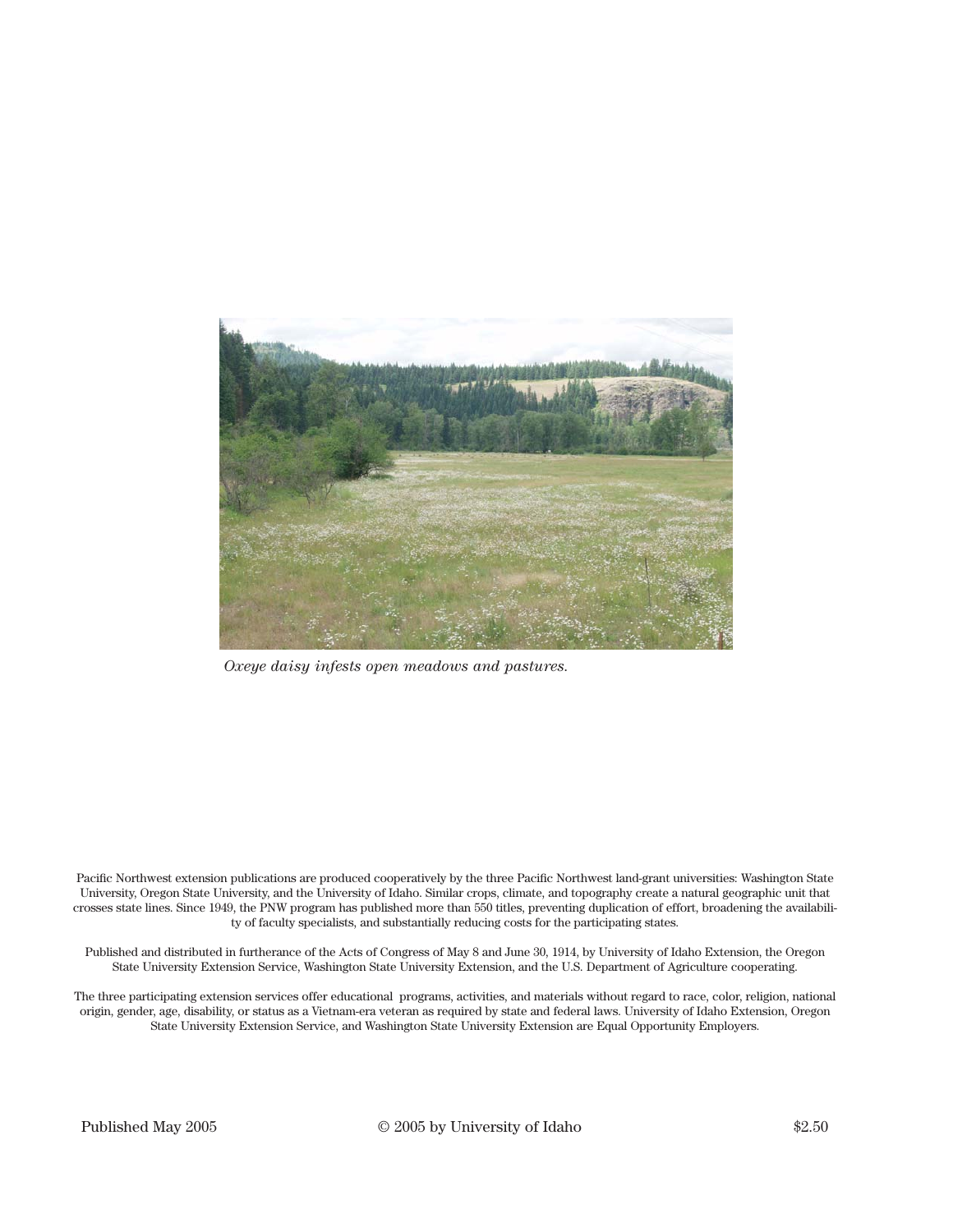*Oxeye daisy infests open meadows and pastures.*

Pacific Northwest extension publications are produced cooperatively by the three Pacific Northwest land-grant universities: Washington State University, Oregon State University, and the University of Idaho. Similar crops, climate, and topography create a natural geographic unit that crosses state lines. Since 1949, the PNW program has published more than 550 titles, preventing duplication of effort, broadening the availability of faculty specialists, and substantially reducing costs for the participating states.

Published and distributed in furtherance of the Acts of Congress of May 8 and June 30, 1914, by University of Idaho Extension, the Oregon State University Extension Service, Washington State University Extension, and the U.S. Department of Agriculture cooperating.

The three participating extension services offer educational programs, activities, and materials without regard to race, color, religion, national origin, gender, age, disability, or status as a Vietnam-era veteran as required by state and federal laws. University of Idaho Extension, Oregon State University Extension Service, and Washington State University Extension are Equal Opportunity Employers.

Published May 2005 © 2005 by University of Idaho $2.50